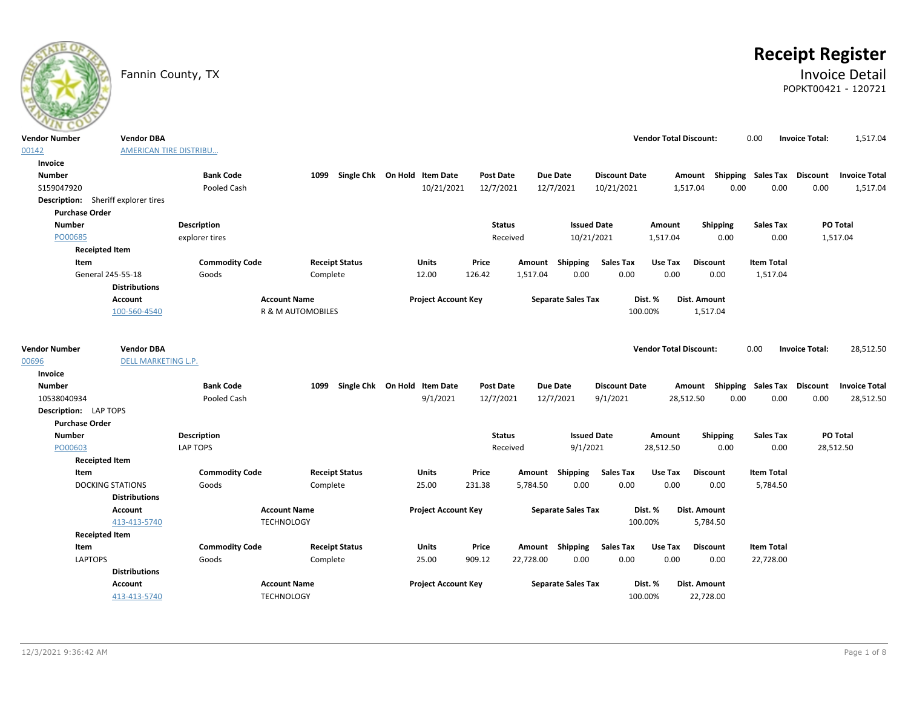Fannin County, TX

# Receipt Register

## Invoice Detail

POPKT00421 - 120721

| Vendor Number | Vendor DBA | Vendor Total Discount: | Invoice Total: |
|---|---|---|---|
| 00142 | AMERICAN TIRE DISTRIBU... | 0.00 | 1,517.04 |

**Invoice**

| Number | Bank Code | 1099 | Single Chk | On Hold | Item Date | Post Date | Due Date | Discount Date | Amount | Shipping | Sales Tax | Discount | Invoice Total |
|---|---|---|---|---|---|---|---|---|---|---|---|---|---|
| S159047920 | Pooled Cash | | | | 10/21/2021 | 12/7/2021 | 12/7/2021 | 10/21/2021 | 1,517.04 | 0.00 | 0.00 | 0.00 | 1,517.04 |

**Description:** Sheriff explorer tires

**Purchase Order**

| Number | Description | Status | Issued Date | Amount | Shipping | Sales Tax | PO Total |
|---|---|---|---|---|---|---|---|
| PO00685 | explorer tires | Received | 10/21/2021 | 1,517.04 | 0.00 | 0.00 | 1,517.04 |

**Receipted Item**

| Item | Commodity Code | Receipt Status | Units | Price | Amount | Shipping | Sales Tax | Use Tax | Discount | Item Total |
|---|---|---|---|---|---|---|---|---|---|---|
| General 245-55-18 | Goods | Complete | 12.00 | 126.42 | 1,517.04 | 0.00 | 0.00 | 0.00 | 0.00 | 1,517.04 |

**Distributions**

| Account | Account Name | Project Account Key | Separate Sales Tax | Dist. % | Dist. Amount |
|---|---|---|---|---|---|
| 100-560-4540 | R & M AUTOMOBILES | | | 100.00% | 1,517.04 |

| Vendor Number | Vendor DBA | Vendor Total Discount: | Invoice Total: |
|---|---|---|---|
| 00696 | DELL MARKETING L.P. | 0.00 | 28,512.50 |

**Invoice**

| Number | Bank Code | 1099 | Single Chk | On Hold | Item Date | Post Date | Due Date | Discount Date | Amount | Shipping | Sales Tax | Discount | Invoice Total |
|---|---|---|---|---|---|---|---|---|---|---|---|---|---|
| 10538040934 | Pooled Cash | | | | 9/1/2021 | 12/7/2021 | 12/7/2021 | 9/1/2021 | 28,512.50 | 0.00 | 0.00 | 0.00 | 28,512.50 |

**Description:** LAP TOPS

**Purchase Order**

| Number | Description | Status | Issued Date | Amount | Shipping | Sales Tax | PO Total |
|---|---|---|---|---|---|---|---|
| PO00603 | LAP TOPS | Received | 9/1/2021 | 28,512.50 | 0.00 | 0.00 | 28,512.50 |

**Receipted Item**

| Item | Commodity Code | Receipt Status | Units | Price | Amount | Shipping | Sales Tax | Use Tax | Discount | Item Total |
|---|---|---|---|---|---|---|---|---|---|---|
| DOCKING STATIONS | Goods | Complete | 25.00 | 231.38 | 5,784.50 | 0.00 | 0.00 | 0.00 | 0.00 | 5,784.50 |

**Distributions**

| Account | Account Name | Project Account Key | Separate Sales Tax | Dist. % | Dist. Amount |
|---|---|---|---|---|---|
| 413-413-5740 | TECHNOLOGY | | | 100.00% | 5,784.50 |

**Receipted Item**

| Item | Commodity Code | Receipt Status | Units | Price | Amount | Shipping | Sales Tax | Use Tax | Discount | Item Total |
|---|---|---|---|---|---|---|---|---|---|---|
| LAPTOPS | Goods | Complete | 25.00 | 909.12 | 22,728.00 | 0.00 | 0.00 | 0.00 | 0.00 | 22,728.00 |

**Distributions**

| Account | Account Name | Project Account Key | Separate Sales Tax | Dist. % | Dist. Amount |
|---|---|---|---|---|---|
| 413-413-5740 | TECHNOLOGY | | | 100.00% | 22,728.00 |

12/3/2021 9:36:42 AM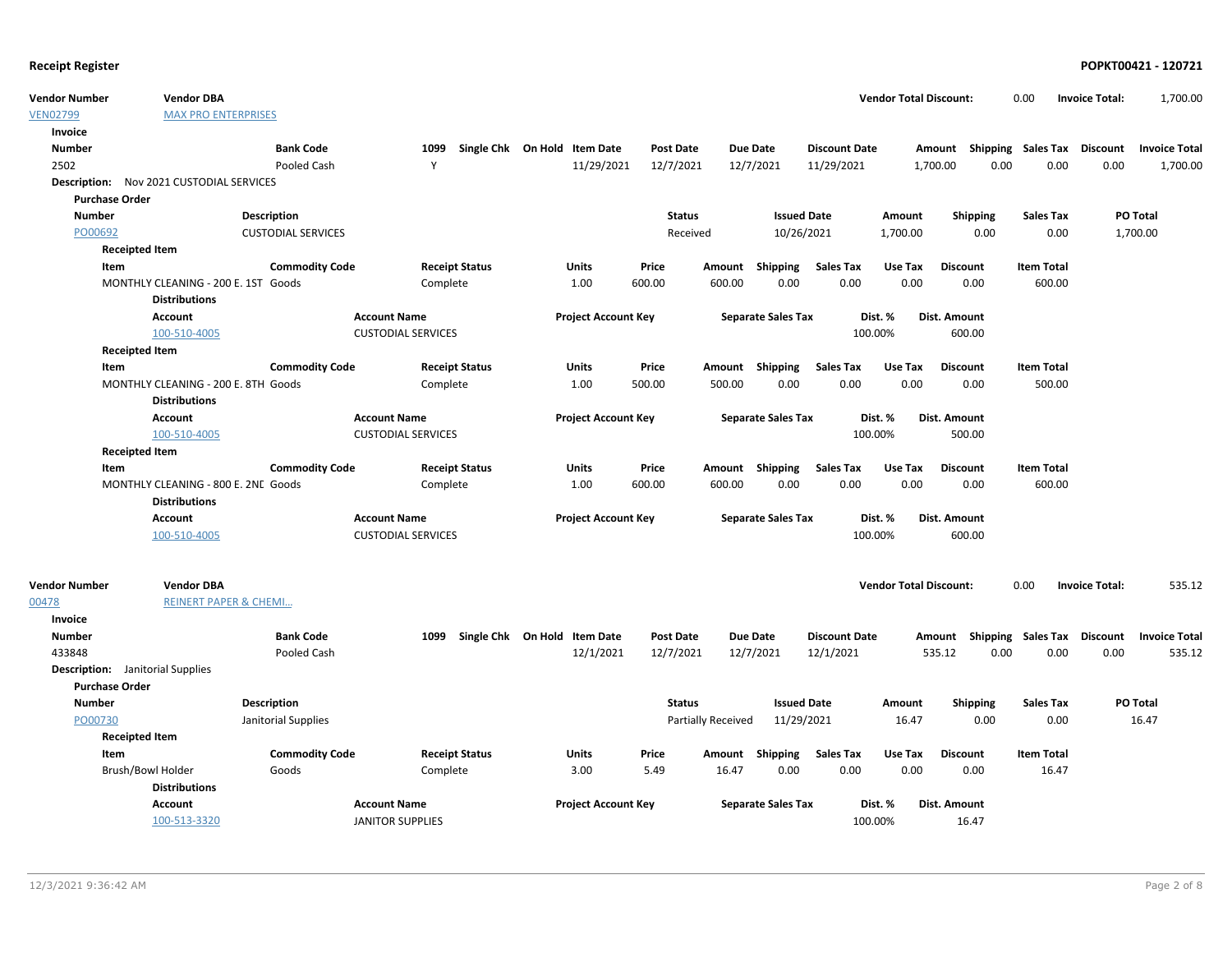**Receipt Register** **POPKT00421 - 120721**

| Vendor Number | Vendor DBA | Vendor Total Discount: | Invoice Total: |
|---|---|---|---|
| VEN02799 | MAX PRO ENTERPRISES | 0.00 | 1,700.00 |

**Invoice**

| Number | Bank Code | 1099 | Single Chk | On Hold | Item Date | Post Date | Due Date | Discount Date | Amount | Shipping | Sales Tax | Discount | Invoice Total |
|---|---|---|---|---|---|---|---|---|---|---|---|---|---|
| 2502 | Pooled Cash | Y | | | 11/29/2021 | 12/7/2021 | 12/7/2021 | 11/29/2021 | 1,700.00 | 0.00 | 0.00 | 0.00 | 1,700.00 |

**Description:** Nov 2021 CUSTODIAL SERVICES

**Purchase Order**

| Number | Description | Status | Issued Date | Amount | Shipping | Sales Tax | PO Total |
|---|---|---|---|---|---|---|---|
| PO00692 | CUSTODIAL SERVICES | Received | 10/26/2021 | 1,700.00 | 0.00 | 0.00 | 1,700.00 |

**Receipted Item**

| Item | Commodity Code | Receipt Status | Units | Price | Amount | Shipping | Sales Tax | Use Tax | Discount | Item Total |
|---|---|---|---|---|---|---|---|---|---|---|
| MONTHLY CLEANING - 200 E. 1ST | Goods | Complete | 1.00 | 600.00 | 600.00 | 0.00 | 0.00 | 0.00 | 0.00 | 600.00 |

**Distributions**

| Account | Account Name | Project Account Key | Separate Sales Tax | Dist. % | Dist. Amount |
|---|---|---|---|---|---|
| 100-510-4005 | CUSTODIAL SERVICES | | | 100.00% | 600.00 |

**Receipted Item**

| Item | Commodity Code | Receipt Status | Units | Price | Amount | Shipping | Sales Tax | Use Tax | Discount | Item Total |
|---|---|---|---|---|---|---|---|---|---|---|
| MONTHLY CLEANING - 200 E. 8TH | Goods | Complete | 1.00 | 500.00 | 500.00 | 0.00 | 0.00 | 0.00 | 0.00 | 500.00 |

**Distributions**

| Account | Account Name | Project Account Key | Separate Sales Tax | Dist. % | Dist. Amount |
|---|---|---|---|---|---|
| 100-510-4005 | CUSTODIAL SERVICES | | | 100.00% | 500.00 |

**Receipted Item**

| Item | Commodity Code | Receipt Status | Units | Price | Amount | Shipping | Sales Tax | Use Tax | Discount | Item Total |
|---|---|---|---|---|---|---|---|---|---|---|
| MONTHLY CLEANING - 800 E. 2NI | Goods | Complete | 1.00 | 600.00 | 600.00 | 0.00 | 0.00 | 0.00 | 0.00 | 600.00 |

**Distributions**

| Account | Account Name | Project Account Key | Separate Sales Tax | Dist. % | Dist. Amount |
|---|---|---|---|---|---|
| 100-510-4005 | CUSTODIAL SERVICES | | | 100.00% | 600.00 |

| Vendor Number | Vendor DBA | Vendor Total Discount: | Invoice Total: |
|---|---|---|---|
| 00478 | REINERT PAPER & CHEMI... | 0.00 | 535.12 |

**Invoice**

| Number | Bank Code | 1099 | Single Chk | On Hold | Item Date | Post Date | Due Date | Discount Date | Amount | Shipping | Sales Tax | Discount | Invoice Total |
|---|---|---|---|---|---|---|---|---|---|---|---|---|---|
| 433848 | Pooled Cash | | | | 12/1/2021 | 12/7/2021 | 12/7/2021 | 12/1/2021 | 535.12 | 0.00 | 0.00 | 0.00 | 535.12 |

**Description:** Janitorial Supplies

**Purchase Order**

| Number | Description | Status | Issued Date | Amount | Shipping | Sales Tax | PO Total |
|---|---|---|---|---|---|---|---|
| PO00730 | Janitorial Supplies | Partially Received | 11/29/2021 | 16.47 | 0.00 | 0.00 | 16.47 |

**Receipted Item**

| Item | Commodity Code | Receipt Status | Units | Price | Amount | Shipping | Sales Tax | Use Tax | Discount | Item Total |
|---|---|---|---|---|---|---|---|---|---|---|
| Brush/Bowl Holder | Goods | Complete | 3.00 | 5.49 | 16.47 | 0.00 | 0.00 | 0.00 | 0.00 | 16.47 |

**Distributions**

| Account | Account Name | Project Account Key | Separate Sales Tax | Dist. % | Dist. Amount |
|---|---|---|---|---|---|
| 100-513-3320 | JANITOR SUPPLIES | | | 100.00% | 16.47 |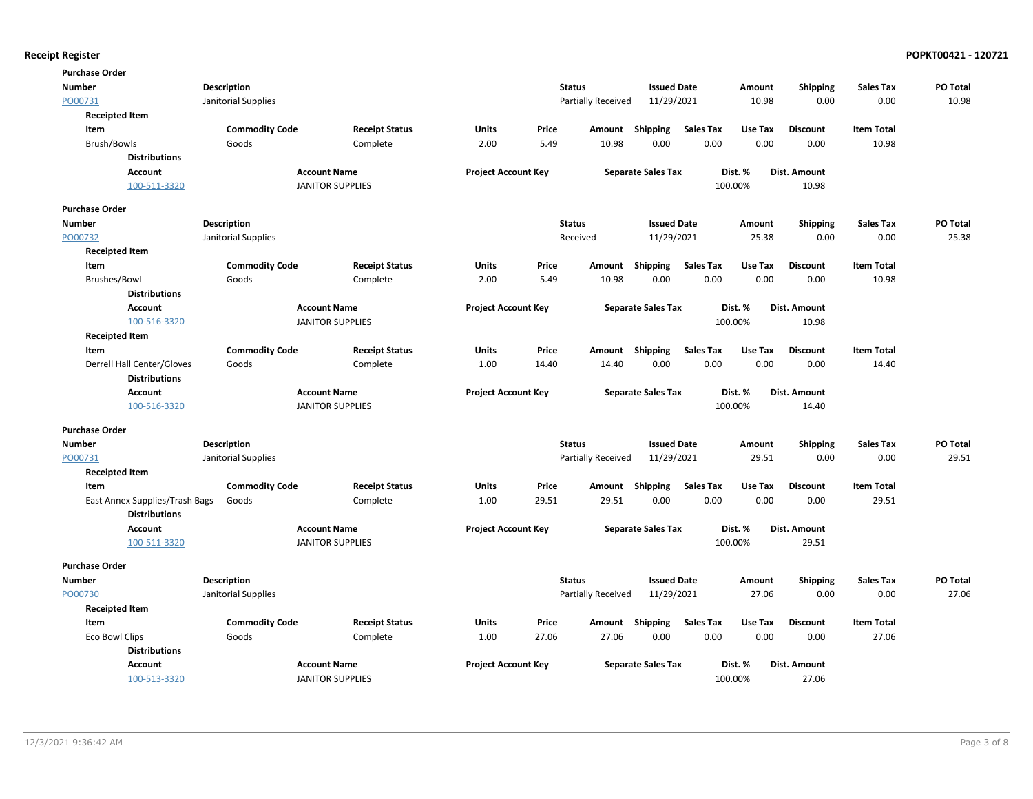**Receipt Register** **POPKT00421 - 120721**

**Purchase Order**

| Number | Description | Status | Issued Date | Amount | Shipping | Sales Tax | PO Total |
|---|---|---|---|---|---|---|---|
| PO00731 | Janitorial Supplies | Partially Received | 11/29/2021 | 10.98 | 0.00 | 0.00 | 10.98 |

**Receipted Item**

| Item | Commodity Code | Receipt Status | Units | Price | Amount | Shipping | Sales Tax | Use Tax | Discount | Item Total |
|---|---|---|---|---|---|---|---|---|---|---|
| Brush/Bowls | Goods | Complete | 2.00 | 5.49 | 10.98 | 0.00 | 0.00 | 0.00 | 0.00 | 10.98 |

**Distributions**

| Account | Account Name | Project Account Key | Separate Sales Tax | Dist. % | Dist. Amount |
|---|---|---|---|---|---|
| 100-511-3320 | JANITOR SUPPLIES | | | 100.00% | 10.98 |

**Purchase Order**

| Number | Description | Status | Issued Date | Amount | Shipping | Sales Tax | PO Total |
|---|---|---|---|---|---|---|---|
| PO00732 | Janitorial Supplies | Received | 11/29/2021 | 25.38 | 0.00 | 0.00 | 25.38 |

**Receipted Item**

| Item | Commodity Code | Receipt Status | Units | Price | Amount | Shipping | Sales Tax | Use Tax | Discount | Item Total |
|---|---|---|---|---|---|---|---|---|---|---|
| Brushes/Bowl | Goods | Complete | 2.00 | 5.49 | 10.98 | 0.00 | 0.00 | 0.00 | 0.00 | 10.98 |

**Distributions**

| Account | Account Name | Project Account Key | Separate Sales Tax | Dist. % | Dist. Amount |
|---|---|---|---|---|---|
| 100-516-3320 | JANITOR SUPPLIES | | | 100.00% | 10.98 |

**Receipted Item**

| Item | Commodity Code | Receipt Status | Units | Price | Amount | Shipping | Sales Tax | Use Tax | Discount | Item Total |
|---|---|---|---|---|---|---|---|---|---|---|
| Derrell Hall Center/Gloves | Goods | Complete | 1.00 | 14.40 | 14.40 | 0.00 | 0.00 | 0.00 | 0.00 | 14.40 |

**Distributions**

| Account | Account Name | Project Account Key | Separate Sales Tax | Dist. % | Dist. Amount |
|---|---|---|---|---|---|
| 100-516-3320 | JANITOR SUPPLIES | | | 100.00% | 14.40 |

**Purchase Order**

| Number | Description | Status | Issued Date | Amount | Shipping | Sales Tax | PO Total |
|---|---|---|---|---|---|---|---|
| PO00731 | Janitorial Supplies | Partially Received | 11/29/2021 | 29.51 | 0.00 | 0.00 | 29.51 |

**Receipted Item**

| Item | Commodity Code | Receipt Status | Units | Price | Amount | Shipping | Sales Tax | Use Tax | Discount | Item Total |
|---|---|---|---|---|---|---|---|---|---|---|
| East Annex Supplies/Trash Bags | Goods | Complete | 1.00 | 29.51 | 29.51 | 0.00 | 0.00 | 0.00 | 0.00 | 29.51 |

**Distributions**

| Account | Account Name | Project Account Key | Separate Sales Tax | Dist. % | Dist. Amount |
|---|---|---|---|---|---|
| 100-511-3320 | JANITOR SUPPLIES | | | 100.00% | 29.51 |

**Purchase Order**

| Number | Description | Status | Issued Date | Amount | Shipping | Sales Tax | PO Total |
|---|---|---|---|---|---|---|---|
| PO00730 | Janitorial Supplies | Partially Received | 11/29/2021 | 27.06 | 0.00 | 0.00 | 27.06 |

**Receipted Item**

| Item | Commodity Code | Receipt Status | Units | Price | Amount | Shipping | Sales Tax | Use Tax | Discount | Item Total |
|---|---|---|---|---|---|---|---|---|---|---|
| Eco Bowl Clips | Goods | Complete | 1.00 | 27.06 | 27.06 | 0.00 | 0.00 | 0.00 | 0.00 | 27.06 |

**Distributions**

| Account | Account Name | Project Account Key | Separate Sales Tax | Dist. % | Dist. Amount |
|---|---|---|---|---|---|
| 100-513-3320 | JANITOR SUPPLIES | | | 100.00% | 27.06 |

12/3/2021 9:36:42 AM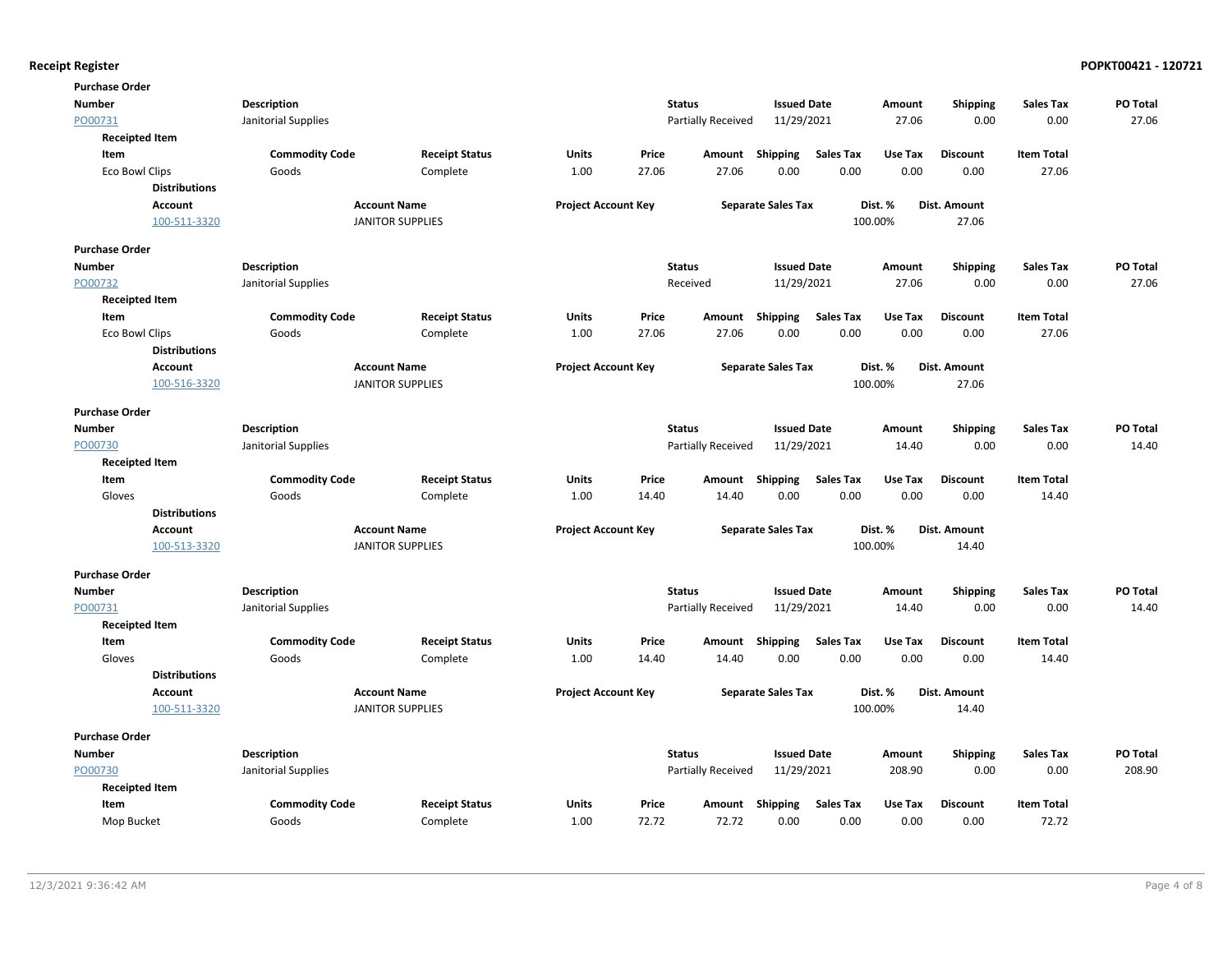**Receipt Register** **POPKT00421 - 120721**

**Purchase Order**

| Number | Description | Status | Issued Date | Amount | Shipping | Sales Tax | PO Total |
|---|---|---|---|---|---|---|---|
| PO00731 | Janitorial Supplies | Partially Received | 11/29/2021 | 27.06 | 0.00 | 0.00 | 27.06 |

**Receipted Item**

| Item | Commodity Code | Receipt Status | Units | Price | Amount | Shipping | Sales Tax | Use Tax | Discount | Item Total |
|---|---|---|---|---|---|---|---|---|---|---|
| Eco Bowl Clips | Goods | Complete | 1.00 | 27.06 | 27.06 | 0.00 | 0.00 | 0.00 | 0.00 | 27.06 |

**Distributions**

| Account | Account Name | Project Account Key | Separate Sales Tax | Dist. % | Dist. Amount |
|---|---|---|---|---|---|
| 100-511-3320 | JANITOR SUPPLIES | | | 100.00% | 27.06 |

**Purchase Order**

| Number | Description | Status | Issued Date | Amount | Shipping | Sales Tax | PO Total |
|---|---|---|---|---|---|---|---|
| PO00732 | Janitorial Supplies | Received | 11/29/2021 | 27.06 | 0.00 | 0.00 | 27.06 |

**Receipted Item**

| Item | Commodity Code | Receipt Status | Units | Price | Amount | Shipping | Sales Tax | Use Tax | Discount | Item Total |
|---|---|---|---|---|---|---|---|---|---|---|
| Eco Bowl Clips | Goods | Complete | 1.00 | 27.06 | 27.06 | 0.00 | 0.00 | 0.00 | 0.00 | 27.06 |

**Distributions**

| Account | Account Name | Project Account Key | Separate Sales Tax | Dist. % | Dist. Amount |
|---|---|---|---|---|---|
| 100-516-3320 | JANITOR SUPPLIES | | | 100.00% | 27.06 |

**Purchase Order**

| Number | Description | Status | Issued Date | Amount | Shipping | Sales Tax | PO Total |
|---|---|---|---|---|---|---|---|
| PO00730 | Janitorial Supplies | Partially Received | 11/29/2021 | 14.40 | 0.00 | 0.00 | 14.40 |

**Receipted Item**

| Item | Commodity Code | Receipt Status | Units | Price | Amount | Shipping | Sales Tax | Use Tax | Discount | Item Total |
|---|---|---|---|---|---|---|---|---|---|---|
| Gloves | Goods | Complete | 1.00 | 14.40 | 14.40 | 0.00 | 0.00 | 0.00 | 0.00 | 14.40 |

**Distributions**

| Account | Account Name | Project Account Key | Separate Sales Tax | Dist. % | Dist. Amount |
|---|---|---|---|---|---|
| 100-513-3320 | JANITOR SUPPLIES | | | 100.00% | 14.40 |

**Purchase Order**

| Number | Description | Status | Issued Date | Amount | Shipping | Sales Tax | PO Total |
|---|---|---|---|---|---|---|---|
| PO00731 | Janitorial Supplies | Partially Received | 11/29/2021 | 14.40 | 0.00 | 0.00 | 14.40 |

**Receipted Item**

| Item | Commodity Code | Receipt Status | Units | Price | Amount | Shipping | Sales Tax | Use Tax | Discount | Item Total |
|---|---|---|---|---|---|---|---|---|---|---|
| Gloves | Goods | Complete | 1.00 | 14.40 | 14.40 | 0.00 | 0.00 | 0.00 | 0.00 | 14.40 |

**Distributions**

| Account | Account Name | Project Account Key | Separate Sales Tax | Dist. % | Dist. Amount |
|---|---|---|---|---|---|
| 100-511-3320 | JANITOR SUPPLIES | | | 100.00% | 14.40 |

**Purchase Order**

| Number | Description | Status | Issued Date | Amount | Shipping | Sales Tax | PO Total |
|---|---|---|---|---|---|---|---|
| PO00730 | Janitorial Supplies | Partially Received | 11/29/2021 | 208.90 | 0.00 | 0.00 | 208.90 |

**Receipted Item**

| Item | Commodity Code | Receipt Status | Units | Price | Amount | Shipping | Sales Tax | Use Tax | Discount | Item Total |
|---|---|---|---|---|---|---|---|---|---|---|
| Mop Bucket | Goods | Complete | 1.00 | 72.72 | 72.72 | 0.00 | 0.00 | 0.00 | 0.00 | 72.72 |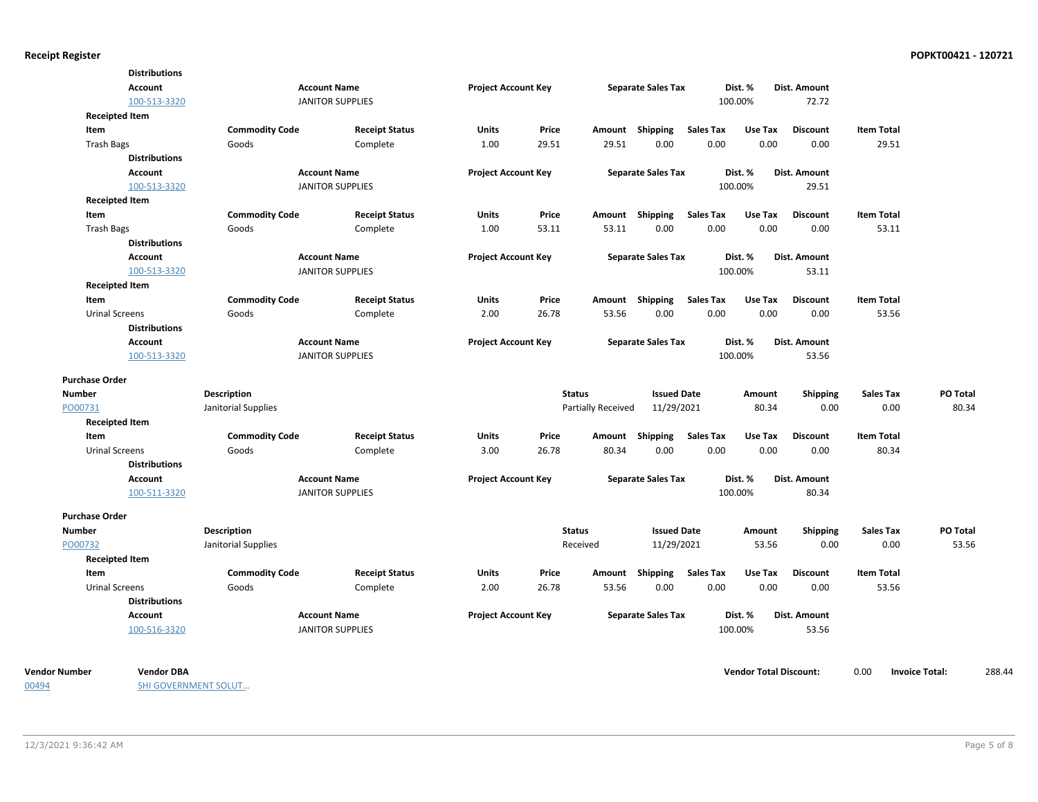**Distributions**

| Account | Account Name | Project Account Key | Separate Sales Tax | Dist. % | Dist. Amount |
|---|---|---|---|---|---|
| 100-513-3320 | JANITOR SUPPLIES | | | 100.00% | 72.72 |

**Receipted Item**

| Item | Commodity Code | Receipt Status | Units | Price | Amount | Shipping | Sales Tax | Use Tax | Discount | Item Total |
|---|---|---|---|---|---|---|---|---|---|---|
| Trash Bags | Goods | Complete | 1.00 | 29.51 | 29.51 | 0.00 | 0.00 | 0.00 | 0.00 | 29.51 |

**Distributions**

| Account | Account Name | Project Account Key | Separate Sales Tax | Dist. % | Dist. Amount |
|---|---|---|---|---|---|
| 100-513-3320 | JANITOR SUPPLIES | | | 100.00% | 29.51 |

**Receipted Item**

| Item | Commodity Code | Receipt Status | Units | Price | Amount | Shipping | Sales Tax | Use Tax | Discount | Item Total |
|---|---|---|---|---|---|---|---|---|---|---|
| Trash Bags | Goods | Complete | 1.00 | 53.11 | 53.11 | 0.00 | 0.00 | 0.00 | 0.00 | 53.11 |

**Distributions**

| Account | Account Name | Project Account Key | Separate Sales Tax | Dist. % | Dist. Amount |
|---|---|---|---|---|---|
| 100-513-3320 | JANITOR SUPPLIES | | | 100.00% | 53.11 |

**Receipted Item**

| Item | Commodity Code | Receipt Status | Units | Price | Amount | Shipping | Sales Tax | Use Tax | Discount | Item Total |
|---|---|---|---|---|---|---|---|---|---|---|
| Urinal Screens | Goods | Complete | 2.00 | 26.78 | 53.56 | 0.00 | 0.00 | 0.00 | 0.00 | 53.56 |

**Distributions**

| Account | Account Name | Project Account Key | Separate Sales Tax | Dist. % | Dist. Amount |
|---|---|---|---|---|---|
| 100-513-3320 | JANITOR SUPPLIES | | | 100.00% | 53.56 |

**Purchase Order**

| Number | Description | Status | Issued Date | Amount | Shipping | Sales Tax | PO Total |
|---|---|---|---|---|---|---|---|
| PO00731 | Janitorial Supplies | Partially Received | 11/29/2021 | 80.34 | 0.00 | 0.00 | 80.34 |

**Receipted Item**

| Item | Commodity Code | Receipt Status | Units | Price | Amount | Shipping | Sales Tax | Use Tax | Discount | Item Total |
|---|---|---|---|---|---|---|---|---|---|---|
| Urinal Screens | Goods | Complete | 3.00 | 26.78 | 80.34 | 0.00 | 0.00 | 0.00 | 0.00 | 80.34 |

**Distributions**

| Account | Account Name | Project Account Key | Separate Sales Tax | Dist. % | Dist. Amount |
|---|---|---|---|---|---|
| 100-511-3320 | JANITOR SUPPLIES | | | 100.00% | 80.34 |

**Purchase Order**

| Number | Description | Status | Issued Date | Amount | Shipping | Sales Tax | PO Total |
|---|---|---|---|---|---|---|---|
| PO00732 | Janitorial Supplies | Received | 11/29/2021 | 53.56 | 0.00 | 0.00 | 53.56 |

**Receipted Item**

| Item | Commodity Code | Receipt Status | Units | Price | Amount | Shipping | Sales Tax | Use Tax | Discount | Item Total |
|---|---|---|---|---|---|---|---|---|---|---|
| Urinal Screens | Goods | Complete | 2.00 | 26.78 | 53.56 | 0.00 | 0.00 | 0.00 | 0.00 | 53.56 |

**Distributions**

| Account | Account Name | Project Account Key | Separate Sales Tax | Dist. % | Dist. Amount |
|---|---|---|---|---|---|
| 100-516-3320 | JANITOR SUPPLIES | | | 100.00% | 53.56 |

| Vendor Number | Vendor DBA | Vendor Total Discount: | Invoice Total: |
|---|---|---|---|
| 00494 | SHI GOVERNMENT SOLUT... | 0.00 | 288.44 |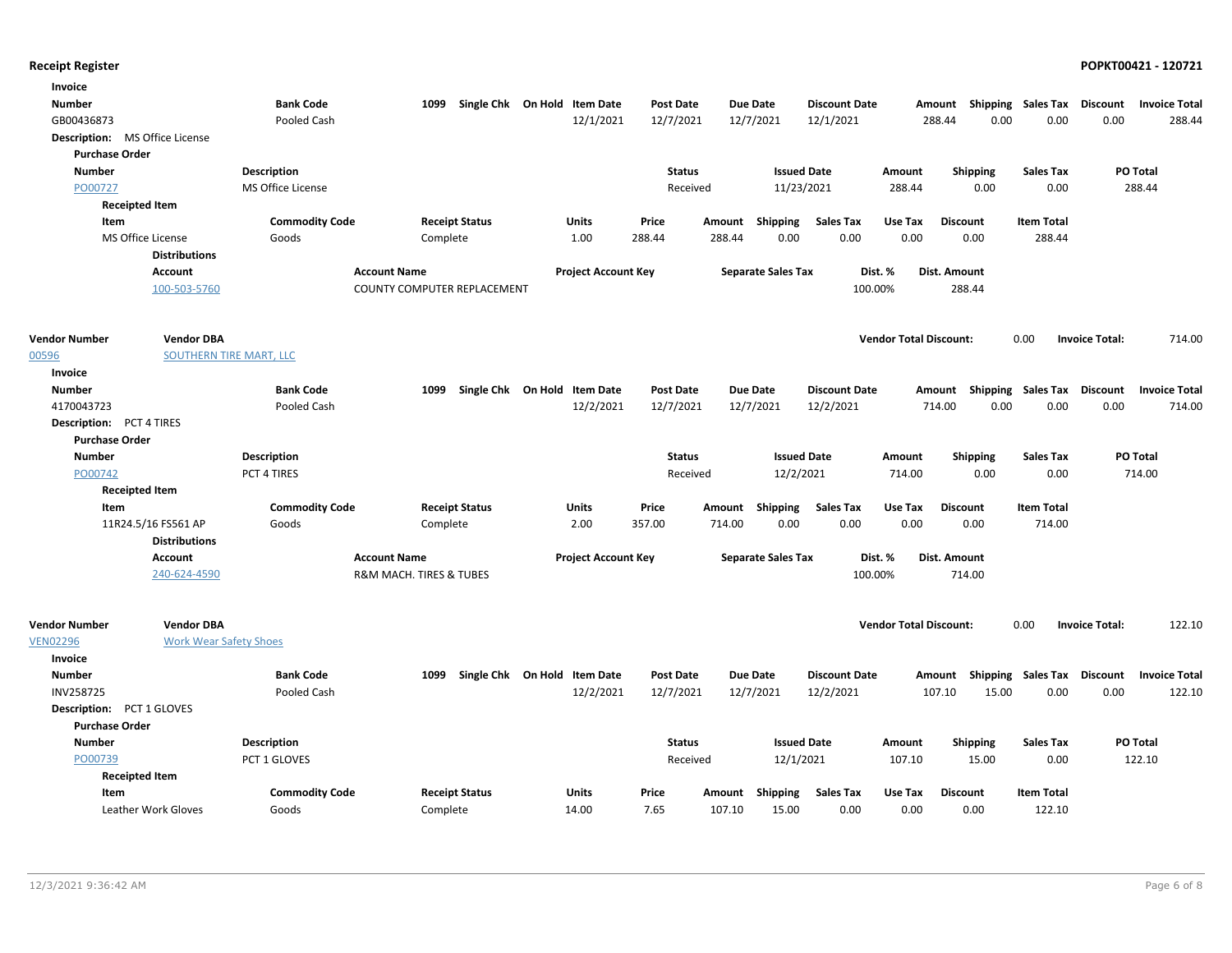**Receipt Register** **POPKT00421 - 120721**

**Invoice**

| Number | Bank Code | 1099 | Single Chk | On Hold | Item Date | Post Date | Due Date | Discount Date | Amount | Shipping | Sales Tax | Discount | Invoice Total |
|---|---|---|---|---|---|---|---|---|---|---|---|---|---|
| GB00436873 | Pooled Cash | | | | 12/1/2021 | 12/7/2021 | 12/7/2021 | 12/1/2021 | 288.44 | 0.00 | 0.00 | 0.00 | 288.44 |

**Description:** MS Office License

**Purchase Order**

| Number | Description | Status | Issued Date | Amount | Shipping | Sales Tax | PO Total |
|---|---|---|---|---|---|---|---|
| PO00727 | MS Office License | Received | 11/23/2021 | 288.44 | 0.00 | 0.00 | 288.44 |

**Receipted Item**

| Item | Commodity Code | Receipt Status | Units | Price | Amount | Shipping | Sales Tax | Use Tax | Discount | Item Total |
|---|---|---|---|---|---|---|---|---|---|---|
| MS Office License | Goods | Complete | 1.00 | 288.44 | 288.44 | 0.00 | 0.00 | 0.00 | 0.00 | 288.44 |

**Distributions**

| Account | Account Name | Project Account Key | Separate Sales Tax | Dist. % | Dist. Amount |
|---|---|---|---|---|---|
| 100-503-5760 | COUNTY COMPUTER REPLACEMENT | | | 100.00% | 288.44 |

| Vendor Number | Vendor DBA | Vendor Total Discount: | 0.00 | Invoice Total: | 714.00 |
|---|---|---|---|---|---|
| 00596 | SOUTHERN TIRE MART, LLC | | | | |

**Invoice**

| Number | Bank Code | 1099 | Single Chk | On Hold | Item Date | Post Date | Due Date | Discount Date | Amount | Shipping | Sales Tax | Discount | Invoice Total |
|---|---|---|---|---|---|---|---|---|---|---|---|---|---|
| 4170043723 | Pooled Cash | | | | 12/2/2021 | 12/7/2021 | 12/7/2021 | 12/2/2021 | 714.00 | 0.00 | 0.00 | 0.00 | 714.00 |

**Description:** PCT 4 TIRES

**Purchase Order**

| Number | Description | Status | Issued Date | Amount | Shipping | Sales Tax | PO Total |
|---|---|---|---|---|---|---|---|
| PO00742 | PCT 4 TIRES | Received | 12/2/2021 | 714.00 | 0.00 | 0.00 | 714.00 |

**Receipted Item**

| Item | Commodity Code | Receipt Status | Units | Price | Amount | Shipping | Sales Tax | Use Tax | Discount | Item Total |
|---|---|---|---|---|---|---|---|---|---|---|
| 11R24.5/16 FS561 AP | Goods | Complete | 2.00 | 357.00 | 714.00 | 0.00 | 0.00 | 0.00 | 0.00 | 714.00 |

**Distributions**

| Account | Account Name | Project Account Key | Separate Sales Tax | Dist. % | Dist. Amount |
|---|---|---|---|---|---|
| 240-624-4590 | R&M MACH. TIRES & TUBES | | | 100.00% | 714.00 |

| Vendor Number | Vendor DBA | Vendor Total Discount: | 0.00 | Invoice Total: | 122.10 |
|---|---|---|---|---|---|
| VEN02296 | Work Wear Safety Shoes | | | | |

**Invoice**

| Number | Bank Code | 1099 | Single Chk | On Hold | Item Date | Post Date | Due Date | Discount Date | Amount | Shipping | Sales Tax | Discount | Invoice Total |
|---|---|---|---|---|---|---|---|---|---|---|---|---|---|
| INV258725 | Pooled Cash | | | | 12/2/2021 | 12/7/2021 | 12/7/2021 | 12/2/2021 | 107.10 | 15.00 | 0.00 | 0.00 | 122.10 |

**Description:** PCT 1 GLOVES

**Purchase Order**

| Number | Description | Status | Issued Date | Amount | Shipping | Sales Tax | PO Total |
|---|---|---|---|---|---|---|---|
| PO00739 | PCT 1 GLOVES | Received | 12/1/2021 | 107.10 | 15.00 | 0.00 | 122.10 |

**Receipted Item**

| Item | Commodity Code | Receipt Status | Units | Price | Amount | Shipping | Sales Tax | Use Tax | Discount | Item Total |
|---|---|---|---|---|---|---|---|---|---|---|
| Leather Work Gloves | Goods | Complete | 14.00 | 7.65 | 107.10 | 15.00 | 0.00 | 0.00 | 0.00 | 122.10 |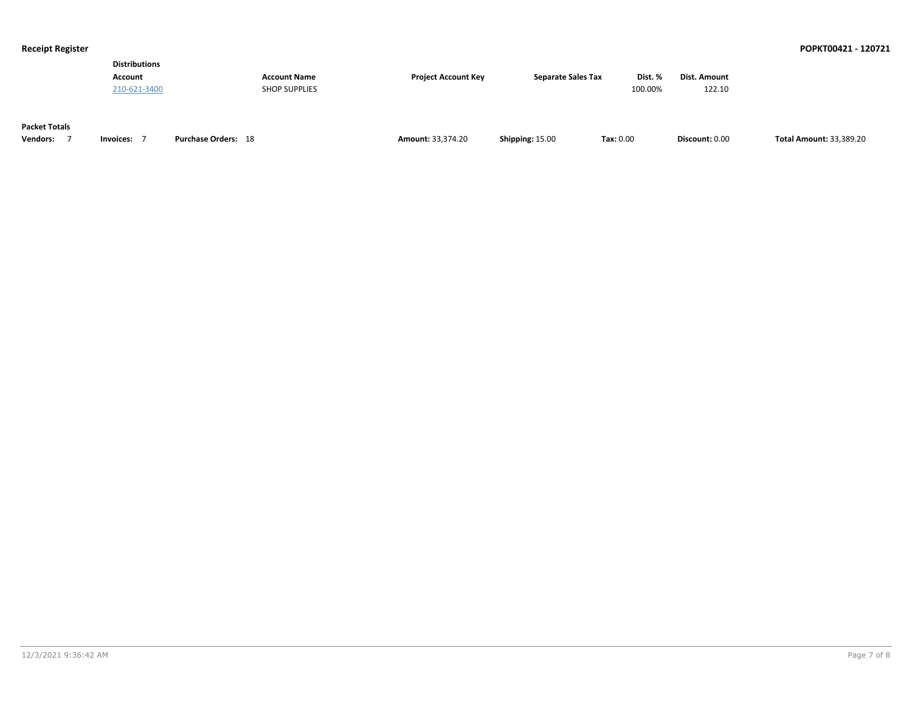**Distributions**

| Account | Account Name | Project Account Key | Separate Sales Tax | Dist. % | Dist. Amount |
|---|---|---|---|---|---|
| 210-621-3400 | SHOP SUPPLIES | | | 100.00% | 122.10 |

**Packet Totals**

| Vendors: | Invoices: | Purchase Orders: | Amount: | Shipping: | Tax: | Discount: | Total Amount: |
|---|---|---|---|---|---|---|---|
| 7 | 7 | 18 | 33,374.20 | 15.00 | 0.00 | 0.00 | 33,389.20 |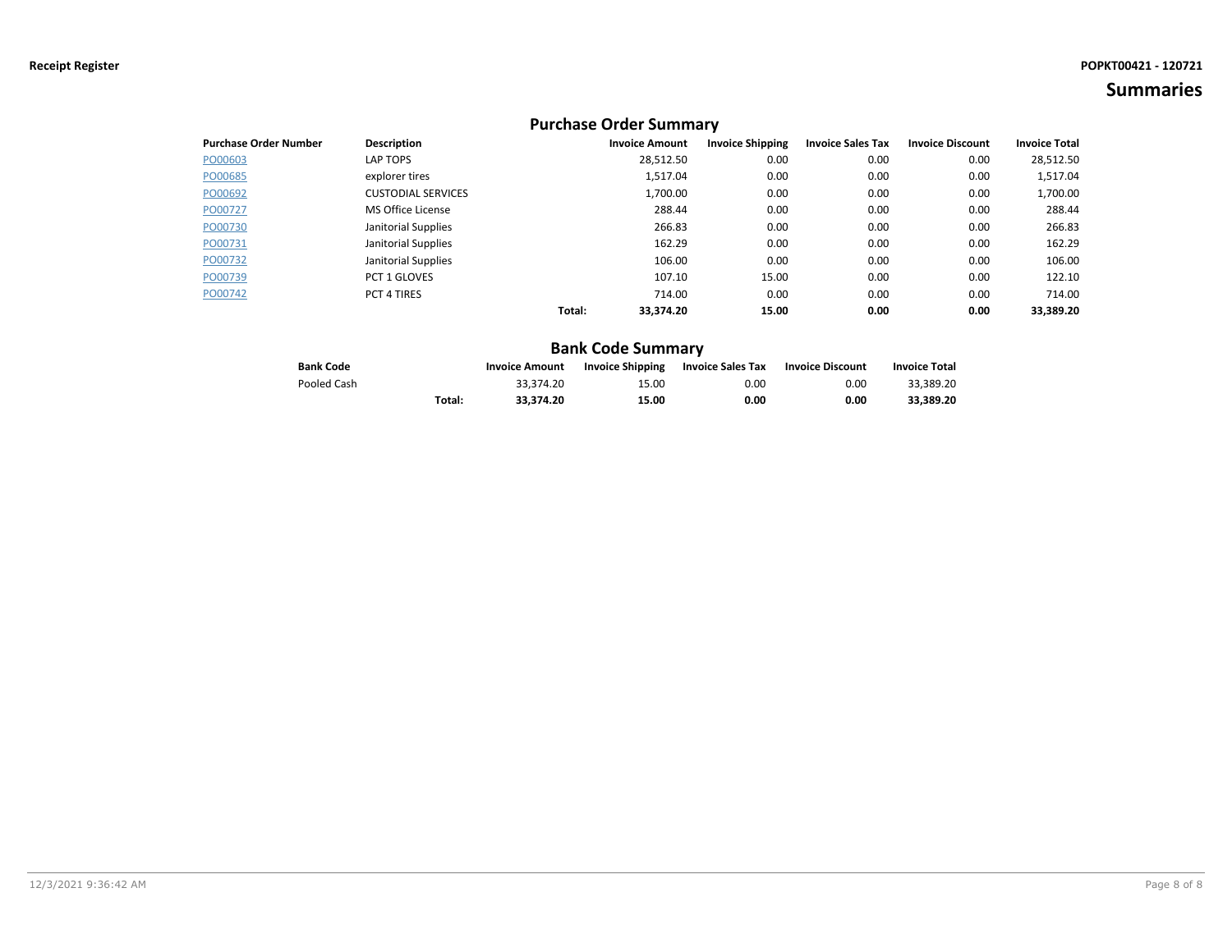**Receipt Register**

**POPKT00421 - 120721**

# Summaries

## Purchase Order Summary

| Purchase Order Number | Description | | Invoice Amount | Invoice Shipping | Invoice Sales Tax | Invoice Discount | Invoice Total |
|---|---|---|---|---|---|---|---|
| PO00603 | LAP TOPS | | 28,512.50 | 0.00 | 0.00 | 0.00 | 28,512.50 |
| PO00685 | explorer tires | | 1,517.04 | 0.00 | 0.00 | 0.00 | 1,517.04 |
| PO00692 | CUSTODIAL SERVICES | | 1,700.00 | 0.00 | 0.00 | 0.00 | 1,700.00 |
| PO00727 | MS Office License | | 288.44 | 0.00 | 0.00 | 0.00 | 288.44 |
| PO00730 | Janitorial Supplies | | 266.83 | 0.00 | 0.00 | 0.00 | 266.83 |
| PO00731 | Janitorial Supplies | | 162.29 | 0.00 | 0.00 | 0.00 | 162.29 |
| PO00732 | Janitorial Supplies | | 106.00 | 0.00 | 0.00 | 0.00 | 106.00 |
| PO00739 | PCT 1 GLOVES | | 107.10 | 15.00 | 0.00 | 0.00 | 122.10 |
| PO00742 | PCT 4 TIRES | | 714.00 | 0.00 | 0.00 | 0.00 | 714.00 |
| | | **Total:** | **33,374.20** | **15.00** | **0.00** | **0.00** | **33,389.20** |

## Bank Code Summary

| Bank Code | | Invoice Amount | Invoice Shipping | Invoice Sales Tax | Invoice Discount | Invoice Total |
|---|---|---|---|---|---|---|
| Pooled Cash | | 33,374.20 | 15.00 | 0.00 | 0.00 | 33,389.20 |
| | **Total:** | **33,374.20** | **15.00** | **0.00** | **0.00** | **33,389.20** |

12/3/2021 9:36:42 AM